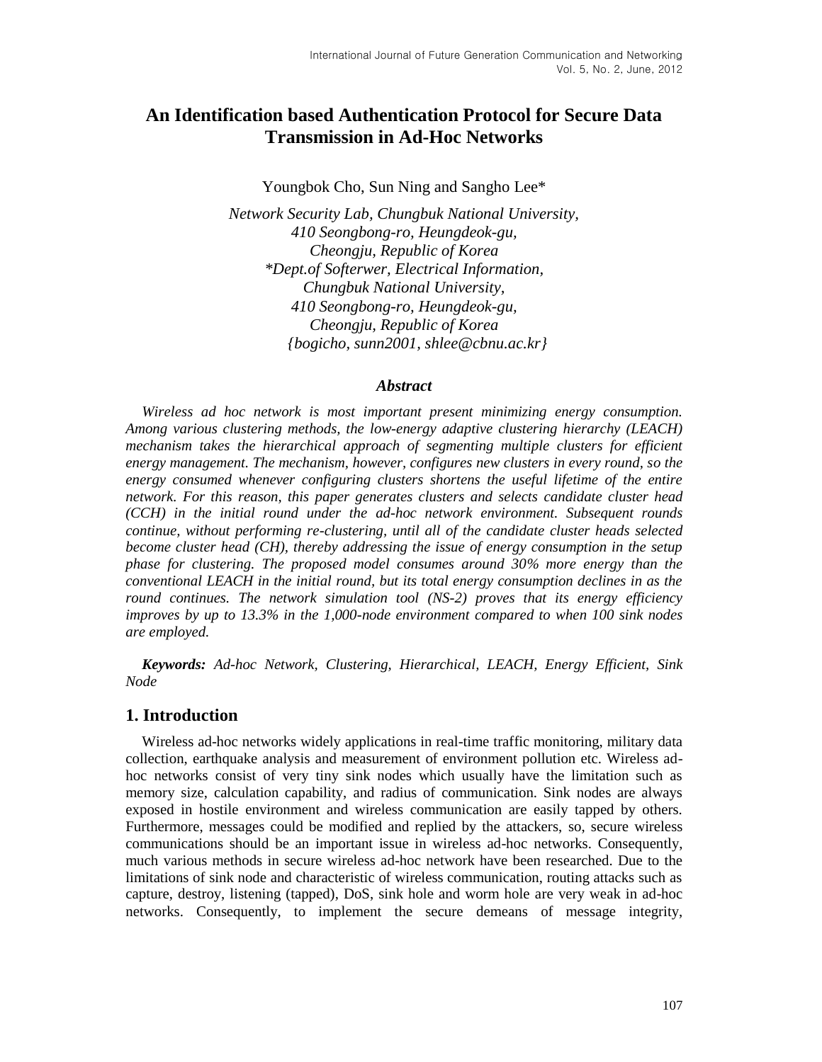# An Identification based Authentication Protocol for Secure Data Transmission in Ad-Hoc Networks

Youngbok Cho, Sun Ning and Sangho Lee*

*Network Security Lab, Chungbuk National University,*
*410 Seongbong-ro, Heungdeok-gu,*
*Cheongju, Republic of Korea*
**Dept.of Softerwer, Electrical Information,*
*Chungbuk National University,*
*410 Seongbong-ro, Heungdeok-gu,*
*Cheongju, Republic of Korea*
*{bogicho, sunn2001, shlee@cbnu.ac.kr}*

### *Abstract*

*Wireless ad hoc network is most important present minimizing energy consumption. Among various clustering methods, the low-energy adaptive clustering hierarchy (LEACH) mechanism takes the hierarchical approach of segmenting multiple clusters for efficient energy management. The mechanism, however, configures new clusters in every round, so the energy consumed whenever configuring clusters shortens the useful lifetime of the entire network. For this reason, this paper generates clusters and selects candidate cluster head (CCH) in the initial round under the ad-hoc network environment. Subsequent rounds continue, without performing re-clustering, until all of the candidate cluster heads selected become cluster head (CH), thereby addressing the issue of energy consumption in the setup phase for clustering. The proposed model consumes around 30% more energy than the conventional LEACH in the initial round, but its total energy consumption declines in as the round continues. The network simulation tool (NS-2) proves that its energy efficiency improves by up to 13.3% in the 1,000-node environment compared to when 100 sink nodes are employed.*

***Keywords:*** *Ad-hoc Network, Clustering, Hierarchical, LEACH, Energy Efficient, Sink Node*

## 1. Introduction

Wireless ad-hoc networks widely applications in real-time traffic monitoring, military data collection, earthquake analysis and measurement of environment pollution etc. Wireless ad-hoc networks consist of very tiny sink nodes which usually have the limitation such as memory size, calculation capability, and radius of communication. Sink nodes are always exposed in hostile environment and wireless communication are easily tapped by others. Furthermore, messages could be modified and replied by the attackers, so, secure wireless communications should be an important issue in wireless ad-hoc networks. Consequently, much various methods in secure wireless ad-hoc network have been researched. Due to the limitations of sink node and characteristic of wireless communication, routing attacks such as capture, destroy, listening (tapped), DoS, sink hole and worm hole are very weak in ad-hoc networks. Consequently, to implement the secure demeans of message integrity,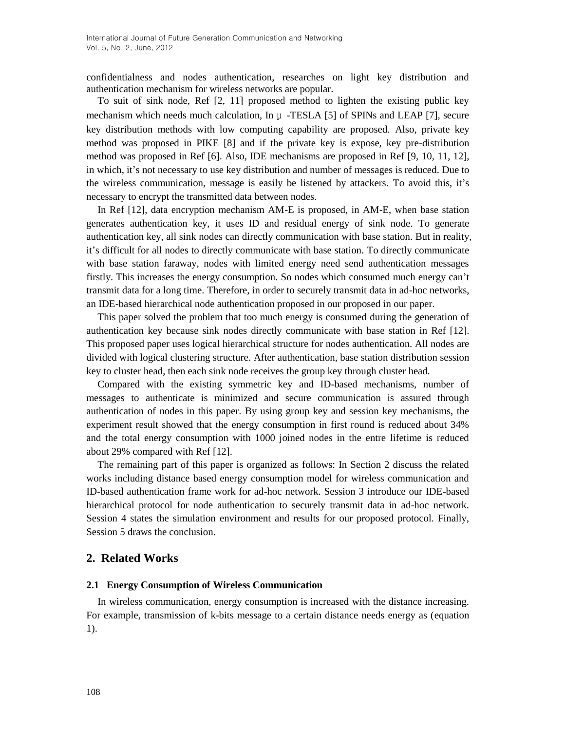confidentialness and nodes authentication, researches on light key distribution and authentication mechanism for wireless networks are popular.

To suit of sink node, Ref [2, 11] proposed method to lighten the existing public key mechanism which needs much calculation, In μ -TESLA [5] of SPINs and LEAP [7], secure key distribution methods with low computing capability are proposed. Also, private key method was proposed in PIKE [8] and if the private key is expose, key pre-distribution method was proposed in Ref [6]. Also, IDE mechanisms are proposed in Ref [9, 10, 11, 12], in which, it's not necessary to use key distribution and number of messages is reduced. Due to the wireless communication, message is easily be listened by attackers. To avoid this, it's necessary to encrypt the transmitted data between nodes.

In Ref [12], data encryption mechanism AM-E is proposed, in AM-E, when base station generates authentication key, it uses ID and residual energy of sink node. To generate authentication key, all sink nodes can directly communication with base station. But in reality, it's difficult for all nodes to directly communicate with base station. To directly communicate with base station faraway, nodes with limited energy need send authentication messages firstly. This increases the energy consumption. So nodes which consumed much energy can't transmit data for a long time. Therefore, in order to securely transmit data in ad-hoc networks, an IDE-based hierarchical node authentication proposed in our proposed in our paper.

This paper solved the problem that too much energy is consumed during the generation of authentication key because sink nodes directly communicate with base station in Ref [12]. This proposed paper uses logical hierarchical structure for nodes authentication. All nodes are divided with logical clustering structure. After authentication, base station distribution session key to cluster head, then each sink node receives the group key through cluster head.

Compared with the existing symmetric key and ID-based mechanisms, number of messages to authenticate is minimized and secure communication is assured through authentication of nodes in this paper. By using group key and session key mechanisms, the experiment result showed that the energy consumption in first round is reduced about 34% and the total energy consumption with 1000 joined nodes in the entre lifetime is reduced about 29% compared with Ref [12].

The remaining part of this paper is organized as follows: In Section 2 discuss the related works including distance based energy consumption model for wireless communication and ID-based authentication frame work for ad-hoc network. Session 3 introduce our IDE-based hierarchical protocol for node authentication to securely transmit data in ad-hoc network. Session 4 states the simulation environment and results for our proposed protocol. Finally, Session 5 draws the conclusion.

## 2. Related Works

### 2.1 Energy Consumption of Wireless Communication

In wireless communication, energy consumption is increased with the distance increasing. For example, transmission of k-bits message to a certain distance needs energy as (equation 1).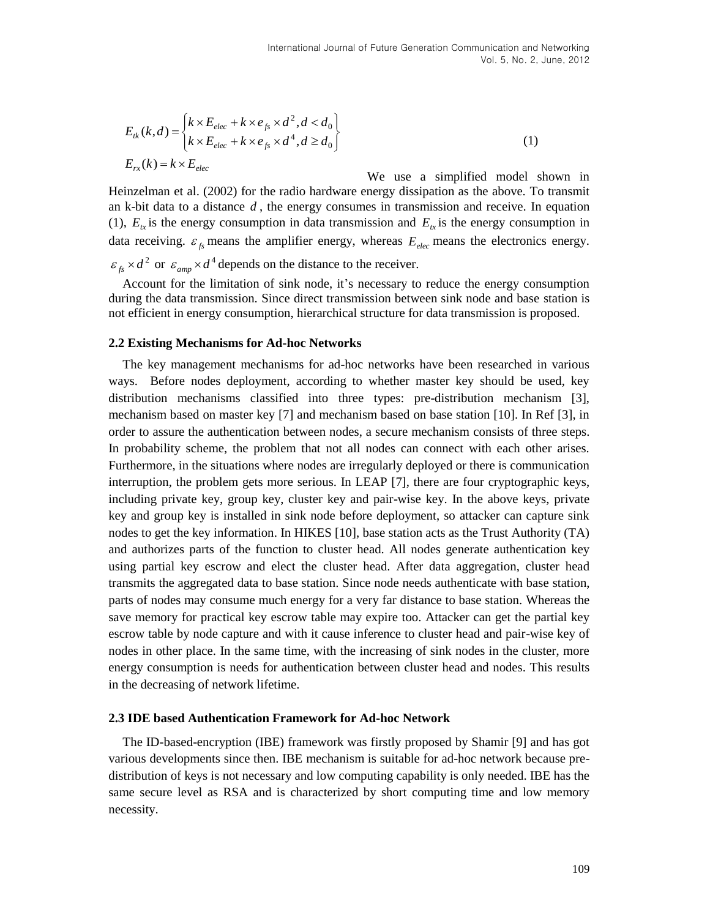$$E_{tk}(k,d) = \begin{Bmatrix} k \times E_{elec} + k \times e_{fs} \times d^2, d < d_0 \\ k \times E_{elec} + k \times e_{fs} \times d^4, d \geq d_0 \end{Bmatrix} \tag{1}$$

$$E_{rx}(k) = k \times E_{elec}$$

We use a simplified model shown in Heinzelman et al. (2002) for the radio hardware energy dissipation as the above. To transmit an k-bit data to a distance $d$, the energy consumes in transmission and receive. In equation (1), $E_{tx}$ is the energy consumption in data transmission and $E_{tx}$ is the energy consumption in data receiving. $\varepsilon_{fs}$ means the amplifier energy, whereas $E_{elec}$ means the electronics energy. $\varepsilon_{fs} \times d^2$ or $\varepsilon_{amp} \times d^4$ depends on the distance to the receiver.

Account for the limitation of sink node, it's necessary to reduce the energy consumption during the data transmission. Since direct transmission between sink node and base station is not efficient in energy consumption, hierarchical structure for data transmission is proposed.

### 2.2 Existing Mechanisms for Ad-hoc Networks

The key management mechanisms for ad-hoc networks have been researched in various ways. Before nodes deployment, according to whether master key should be used, key distribution mechanisms classified into three types: pre-distribution mechanism [3], mechanism based on master key [7] and mechanism based on base station [10]. In Ref [3], in order to assure the authentication between nodes, a secure mechanism consists of three steps. In probability scheme, the problem that not all nodes can connect with each other arises. Furthermore, in the situations where nodes are irregularly deployed or there is communication interruption, the problem gets more serious. In LEAP [7], there are four cryptographic keys, including private key, group key, cluster key and pair-wise key. In the above keys, private key and group key is installed in sink node before deployment, so attacker can capture sink nodes to get the key information. In HIKES [10], base station acts as the Trust Authority (TA) and authorizes parts of the function to cluster head. All nodes generate authentication key using partial key escrow and elect the cluster head. After data aggregation, cluster head transmits the aggregated data to base station. Since node needs authenticate with base station, parts of nodes may consume much energy for a very far distance to base station. Whereas the save memory for practical key escrow table may expire too. Attacker can get the partial key escrow table by node capture and with it cause inference to cluster head and pair-wise key of nodes in other place. In the same time, with the increasing of sink nodes in the cluster, more energy consumption is needs for authentication between cluster head and nodes. This results in the decreasing of network lifetime.

### 2.3 IDE based Authentication Framework for Ad-hoc Network

The ID-based-encryption (IBE) framework was firstly proposed by Shamir [9] and has got various developments since then. IBE mechanism is suitable for ad-hoc network because pre-distribution of keys is not necessary and low computing capability is only needed. IBE has the same secure level as RSA and is characterized by short computing time and low memory necessity.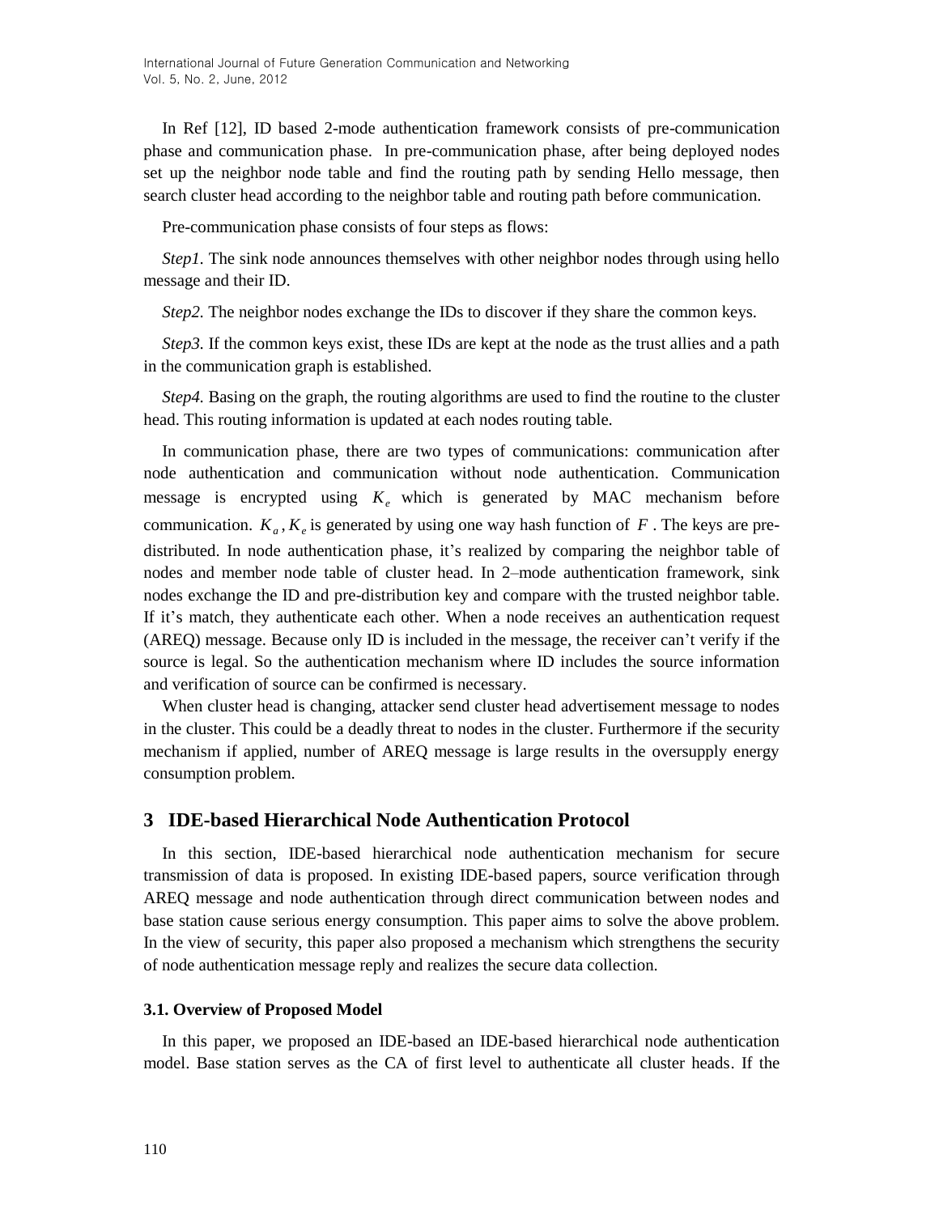In Ref [12], ID based 2-mode authentication framework consists of pre-communication phase and communication phase. In pre-communication phase, after being deployed nodes set up the neighbor node table and find the routing path by sending Hello message, then search cluster head according to the neighbor table and routing path before communication.

Pre-communication phase consists of four steps as flows:

*Step1.* The sink node announces themselves with other neighbor nodes through using hello message and their ID.

*Step2.* The neighbor nodes exchange the IDs to discover if they share the common keys.

*Step3.* If the common keys exist, these IDs are kept at the node as the trust allies and a path in the communication graph is established.

*Step4.* Basing on the graph, the routing algorithms are used to find the routine to the cluster head. This routing information is updated at each nodes routing table.

In communication phase, there are two types of communications: communication after node authentication and communication without node authentication. Communication message is encrypted using $K_e$ which is generated by MAC mechanism before communication. $K_a, K_e$ is generated by using one way hash function of $F$. The keys are pre-distributed. In node authentication phase, it's realized by comparing the neighbor table of nodes and member node table of cluster head. In 2–mode authentication framework, sink nodes exchange the ID and pre-distribution key and compare with the trusted neighbor table. If it's match, they authenticate each other. When a node receives an authentication request (AREQ) message. Because only ID is included in the message, the receiver can't verify if the source is legal. So the authentication mechanism where ID includes the source information and verification of source can be confirmed is necessary.

When cluster head is changing, attacker send cluster head advertisement message to nodes in the cluster. This could be a deadly threat to nodes in the cluster. Furthermore if the security mechanism if applied, number of AREQ message is large results in the oversupply energy consumption problem.

## 3 IDE-based Hierarchical Node Authentication Protocol

In this section, IDE-based hierarchical node authentication mechanism for secure transmission of data is proposed. In existing IDE-based papers, source verification through AREQ message and node authentication through direct communication between nodes and base station cause serious energy consumption. This paper aims to solve the above problem. In the view of security, this paper also proposed a mechanism which strengthens the security of node authentication message reply and realizes the secure data collection.

### 3.1. Overview of Proposed Model

In this paper, we proposed an IDE-based an IDE-based hierarchical node authentication model. Base station serves as the CA of first level to authenticate all cluster heads. If the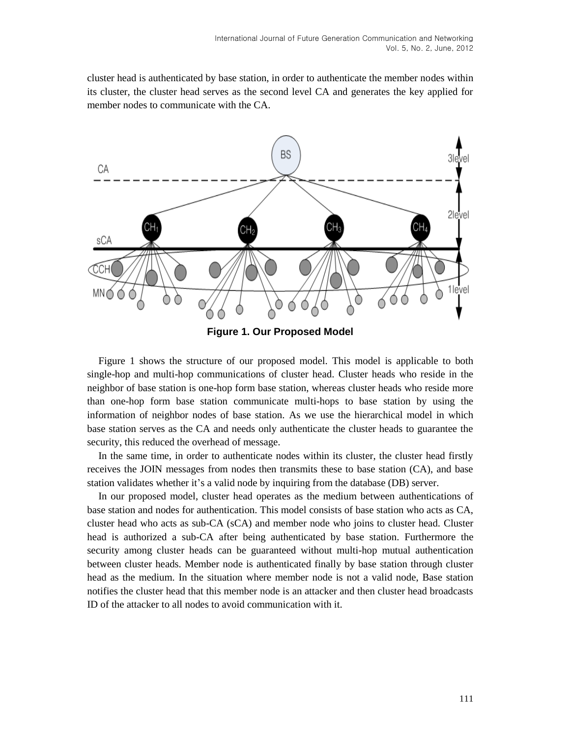cluster head is authenticated by base station, in order to authenticate the member nodes within its cluster, the cluster head serves as the second level CA and generates the key applied for member nodes to communicate with the CA.

BS

CA

3level

2level

$CH_1$ $CH_2$ $CH_3$ $CH_4$

sCA

CCH

MN

1level

**Figure 1. Our Proposed Model**

Figure 1 shows the structure of our proposed model. This model is applicable to both single-hop and multi-hop communications of cluster head. Cluster heads who reside in the neighbor of base station is one-hop form base station, whereas cluster heads who reside more than one-hop form base station communicate multi-hops to base station by using the information of neighbor nodes of base station. As we use the hierarchical model in which base station serves as the CA and needs only authenticate the cluster heads to guarantee the security, this reduced the overhead of message.

In the same time, in order to authenticate nodes within its cluster, the cluster head firstly receives the JOIN messages from nodes then transmits these to base station (CA), and base station validates whether it's a valid node by inquiring from the database (DB) server.

In our proposed model, cluster head operates as the medium between authentications of base station and nodes for authentication. This model consists of base station who acts as CA, cluster head who acts as sub-CA (sCA) and member node who joins to cluster head. Cluster head is authorized a sub-CA after being authenticated by base station. Furthermore the security among cluster heads can be guaranteed without multi-hop mutual authentication between cluster heads. Member node is authenticated finally by base station through cluster head as the medium. In the situation where member node is not a valid node, Base station notifies the cluster head that this member node is an attacker and then cluster head broadcasts ID of the attacker to all nodes to avoid communication with it.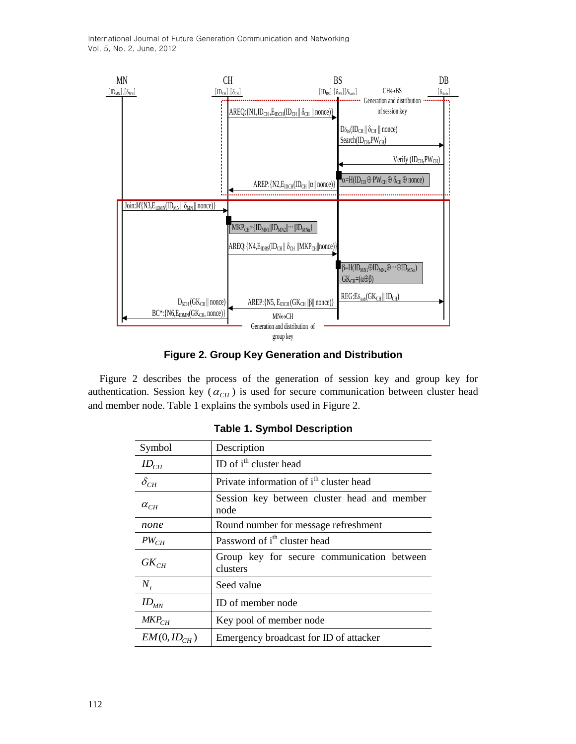MN
CH
BS
DB

$[ID_{MN}]$, $[\delta_{MN}]$
$[ID_{CH}]$, $[\delta_{CH}]$
$[ID_{BS}]$, $[\delta_{BS}]$ $[\delta_{Auth}]$
$[\delta_{Auth}]$

CH↔BS
Generation and distribution of session key

AREQ:{N1, $ID_{CH}$, $E_{IDCH}(ID_{CH} \| \delta_{CH} \| nonce)$}

$D\delta_{BS}(ID_{CH} \| \delta_{CH} \| nonce)$
Search($ID_{CH}$, $PW_{CH}$)

Verify ($ID_{CH}$, $PW_{CH}$)

$\alpha = H(ID_{CH} \oplus PW_{CH} \oplus \delta_{CH} \oplus nonce)$

AREP:{N2, $E_{IDCH}(ID_{CH} \| \alpha \| nonce)$}

Join:M{N3, $E_{IDMN}(ID_{MN} \| \delta_{MN} \| nonce)$}

$MKP_{CH} = \{ID_{MN1} \| ID_{MN2} \| \cdots \| ID_{MNn}\}$

AREQ:{N4, $E_{IDBS}(ID_{CH} \| \delta_{CH} \| MKP_{CH} \| nonce)$}

$\beta = H(ID_{MN1} \oplus ID_{MN2} \oplus \cdots \oplus ID_{MNn})$
$GK_{CH} = (\alpha \oplus \beta)$

REG:$E\delta_{Auth}(GK_{CH} \| ID_{CH})$

AREP:{N5, $E_{IDCH}(GK_{CH} \| \beta \| nonce)$}

$D_{\delta CH}(GK_{CH} \| nonce)$

BC*:{N6, $E_{IDMN}(GK_{CH}, nonce)$}

MN↔CH
Generation and distribution of group key

**Figure 2. Group Key Generation and Distribution**

Figure 2 describes the process of the generation of session key and group key for authentication. Session key ($\alpha_{CH}$) is used for secure communication between cluster head and member node. Table 1 explains the symbols used in Figure 2.

**Table 1. Symbol Description**

| Symbol | Description |
|---|---|
| $ID_{CH}$ | ID of i[th] cluster head |
| $\delta_{CH}$ | Private information of i[th] cluster head |
| $\alpha_{CH}$ | Session key between cluster head and member node |
| *none* | Round number for message refreshment |
| $PW_{CH}$ | Password of i[th] cluster head |
| $GK_{CH}$ | Group key for secure communication between clusters |
| $N_i$ | Seed value |
| $ID_{MN}$ | ID of member node |
| $MKP_{CH}$ | Key pool of member node |
| $EM(0, ID_{CH})$ | Emergency broadcast for ID of attacker |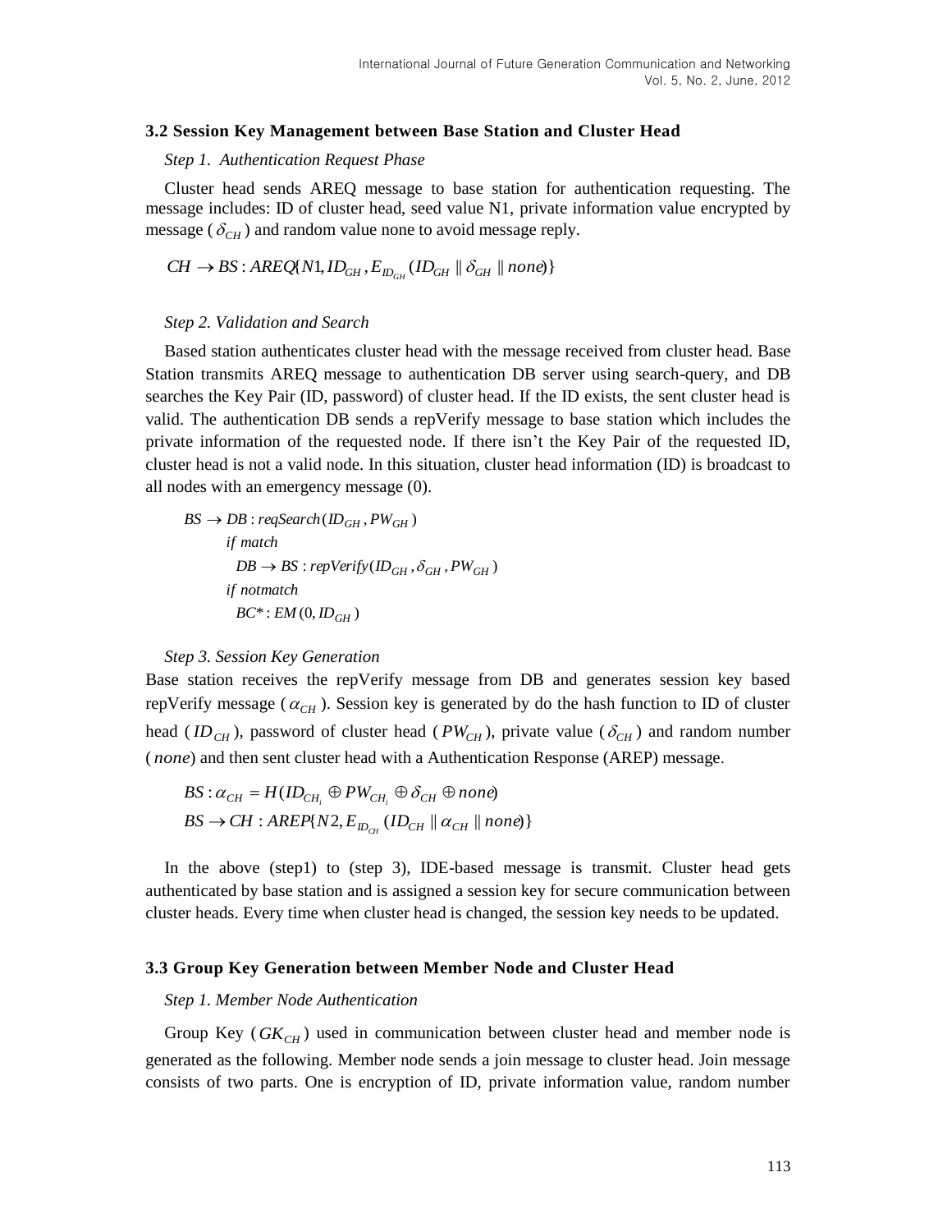### 3.2 Session Key Management between Base Station and Cluster Head

*Step 1. Authentication Request Phase*

Cluster head sends AREQ message to base station for authentication requesting. The message includes: ID of cluster head, seed value N1, private information value encrypted by message ($\delta_{CH}$) and random value none to avoid message reply.

$$CH \rightarrow BS : AREQ\{N1, ID_{GH}, E_{ID_{GH}}(ID_{GH} \parallel \delta_{GH} \parallel none)\}$$

*Step 2. Validation and Search*

Based station authenticates cluster head with the message received from cluster head. Base Station transmits AREQ message to authentication DB server using search-query, and DB searches the Key Pair (ID, password) of cluster head. If the ID exists, the sent cluster head is valid. The authentication DB sends a repVerify message to base station which includes the private information of the requested node. If there isn't the Key Pair of the requested ID, cluster head is not a valid node. In this situation, cluster head information (ID) is broadcast to all nodes with an emergency message (0).

$$
\begin{aligned}
& BS \rightarrow DB : reqSearch(ID_{GH}, PW_{GH}) \\
& \quad if\ match \\
& \quad\quad DB \rightarrow BS : repVerify(ID_{GH}, \delta_{GH}, PW_{GH}) \\
& \quad if\ notmatch \\
& \quad\quad BC^{*} : EM(0, ID_{GH})
\end{aligned}
$$

*Step 3. Session Key Generation*

Base station receives the repVerify message from DB and generates session key based repVerify message ($\alpha_{CH}$). Session key is generated by do the hash function to ID of cluster head ($ID_{CH}$), password of cluster head ($PW_{CH}$), private value ($\delta_{CH}$) and random number ($none$) and then sent cluster head with a Authentication Response (AREP) message.

$$
\begin{aligned}
& BS : \alpha_{CH} = H(ID_{CH_i} \oplus PW_{CH_i} \oplus \delta_{CH} \oplus none) \\
& BS \rightarrow CH : AREP\{N2, E_{ID_{CH}}(ID_{CH} \parallel \alpha_{CH} \parallel none)\}
\end{aligned}
$$

In the above (step1) to (step 3), IDE-based message is transmit. Cluster head gets authenticated by base station and is assigned a session key for secure communication between cluster heads. Every time when cluster head is changed, the session key needs to be updated.

### 3.3 Group Key Generation between Member Node and Cluster Head

*Step 1. Member Node Authentication*

Group Key ($GK_{CH}$) used in communication between cluster head and member node is generated as the following. Member node sends a join message to cluster head. Join message consists of two parts. One is encryption of ID, private information value, random number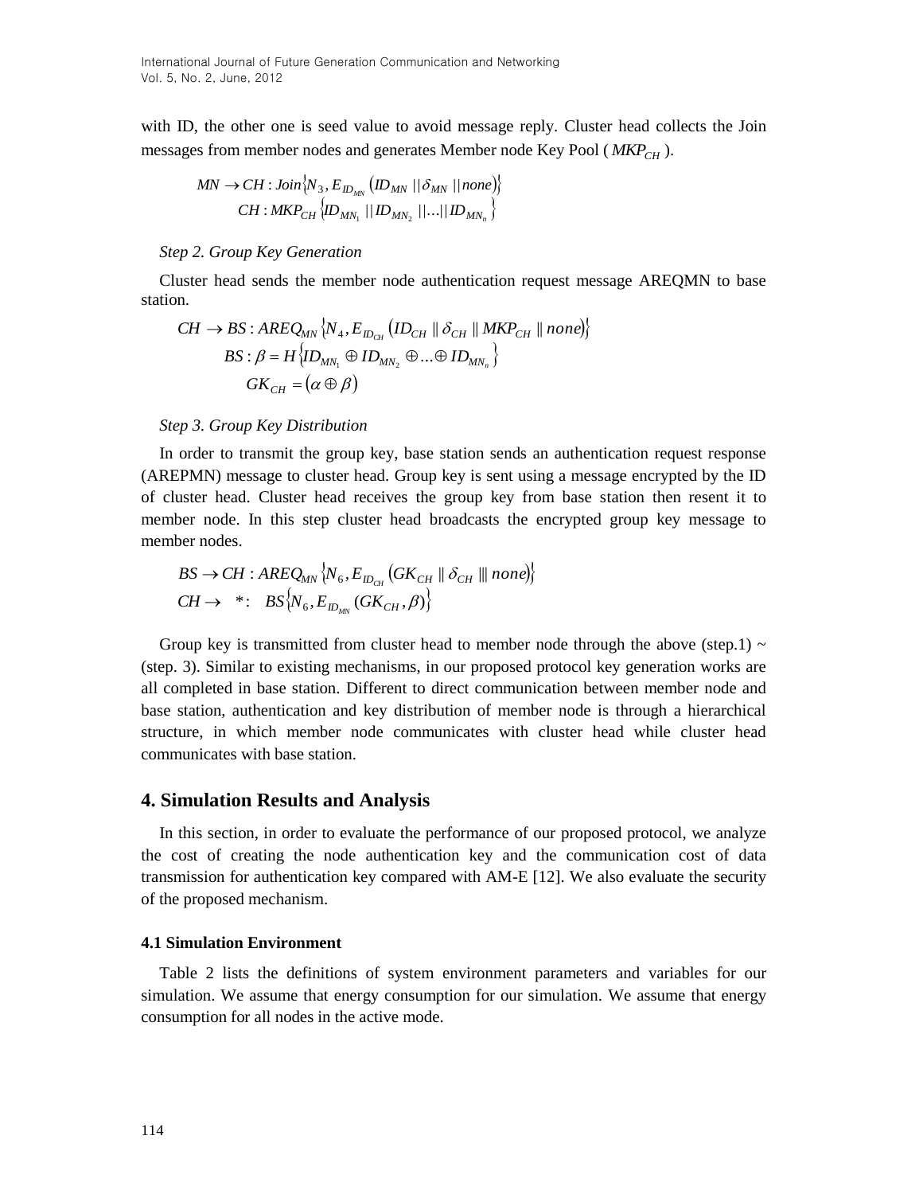with ID, the other one is seed value to avoid message reply. Cluster head collects the Join messages from member nodes and generates Member node Key Pool ( $MKP_{CH}$ ).

$$MN \rightarrow CH : Join\{N_3, E_{ID_{MN}}(ID_{MN} \,||\, \delta_{MN} \,||\, none)\}$$
$$CH : MKP_{CH}\{ID_{MN_1} \,||\, ID_{MN_2} \,||\ldots||\, ID_{MN_n}\}$$

*Step 2. Group Key Generation*

Cluster head sends the member node authentication request message AREQMN to base station.

$$CH \rightarrow BS : AREQ_{MN}\{N_4, E_{ID_{CH}}(ID_{CH} \,\|\, \delta_{CH} \,\|\, MKP_{CH} \,\|\, none)\}$$
$$BS : \beta = H\{ID_{MN_1} \oplus ID_{MN_2} \oplus \ldots \oplus ID_{MN_n}\}$$
$$GK_{CH} = (\alpha \oplus \beta)$$

*Step 3. Group Key Distribution*

In order to transmit the group key, base station sends an authentication request response (AREPMN) message to cluster head. Group key is sent using a message encrypted by the ID of cluster head. Cluster head receives the group key from base station then resent it to member node. In this step cluster head broadcasts the encrypted group key message to member nodes.

$$BS \rightarrow CH : AREQ_{MN}\{N_6, E_{ID_{CH}}(GK_{CH} \,\|\, \delta_{CH} \,\|\|\, none)\}$$
$$CH \rightarrow \ * : \ BS\{N_6, E_{ID_{MN}}(GK_{CH}, \beta)\}$$

Group key is transmitted from cluster head to member node through the above (step.1) ~ (step. 3). Similar to existing mechanisms, in our proposed protocol key generation works are all completed in base station. Different to direct communication between member node and base station, authentication and key distribution of member node is through a hierarchical structure, in which member node communicates with cluster head while cluster head communicates with base station.

## 4. Simulation Results and Analysis

In this section, in order to evaluate the performance of our proposed protocol, we analyze the cost of creating the node authentication key and the communication cost of data transmission for authentication key compared with AM-E [12]. We also evaluate the security of the proposed mechanism.

### 4.1 Simulation Environment

Table 2 lists the definitions of system environment parameters and variables for our simulation. We assume that energy consumption for our simulation. We assume that energy consumption for all nodes in the active mode.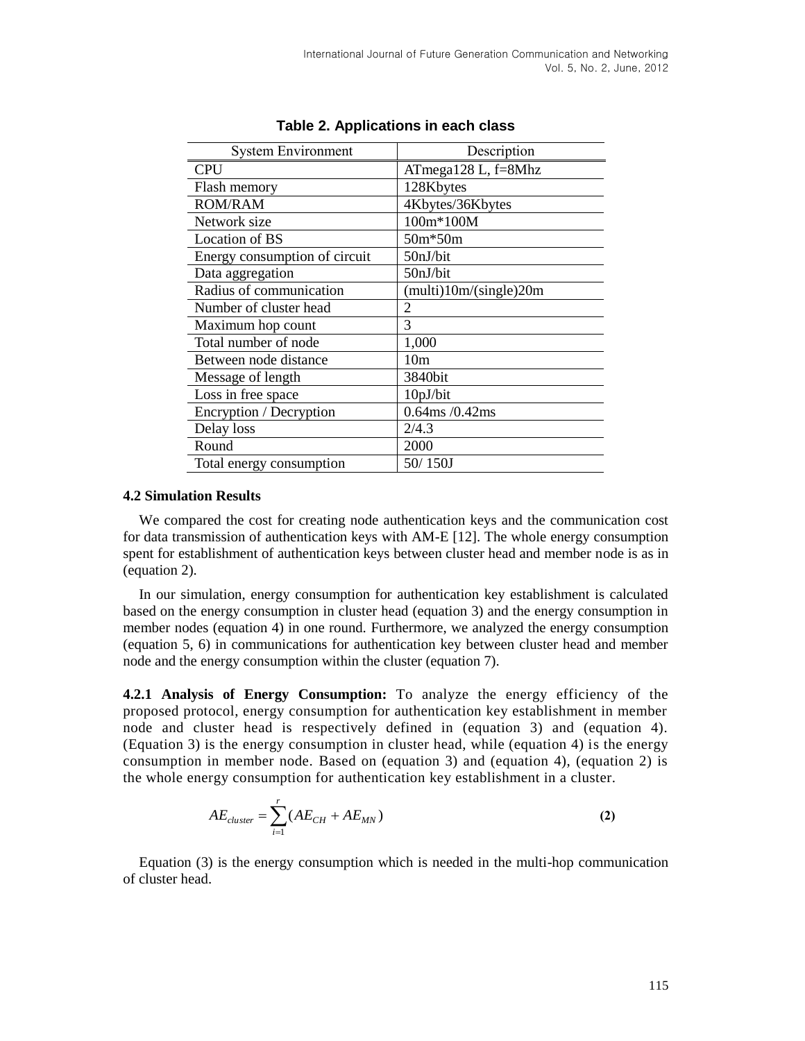**Table 2. Applications in each class**

| System Environment | Description |
|---|---|
| CPU | ATmega128 L, f=8Mhz |
| Flash memory | 128Kbytes |
| ROM/RAM | 4Kbytes/36Kbytes |
| Network size | 100m*100M |
| Location of BS | 50m*50m |
| Energy consumption of circuit | 50nJ/bit |
| Data aggregation | 50nJ/bit |
| Radius of communication | (multi)10m/(single)20m |
| Number of cluster head | 2 |
| Maximum hop count | 3 |
| Total number of node | 1,000 |
| Between node distance | 10m |
| Message of length | 3840bit |
| Loss in free space | 10pJ/bit |
| Encryption / Decryption | 0.64ms /0.42ms |
| Delay loss | 2/4.3 |
| Round | 2000 |
| Total energy consumption | 50/ 150J |

### 4.2 Simulation Results

We compared the cost for creating node authentication keys and the communication cost for data transmission of authentication keys with AM-E [12]. The whole energy consumption spent for establishment of authentication keys between cluster head and member node is as in (equation 2).

In our simulation, energy consumption for authentication key establishment is calculated based on the energy consumption in cluster head (equation 3) and the energy consumption in member nodes (equation 4) in one round. Furthermore, we analyzed the energy consumption (equation 5, 6) in communications for authentication key between cluster head and member node and the energy consumption within the cluster (equation 7).

**4.2.1 Analysis of Energy Consumption:** To analyze the energy efficiency of the proposed protocol, energy consumption for authentication key establishment in member node and cluster head is respectively defined in (equation 3) and (equation 4). (Equation 3) is the energy consumption in cluster head, while (equation 4) is the energy consumption in member node. Based on (equation 3) and (equation 4), (equation 2) is the whole energy consumption for authentication key establishment in a cluster.

$$AE_{cluster} = \sum_{i=1}^{r} (AE_{CH} + AE_{MN}) \quad \textbf{(2)}$$

Equation (3) is the energy consumption which is needed in the multi-hop communication of cluster head.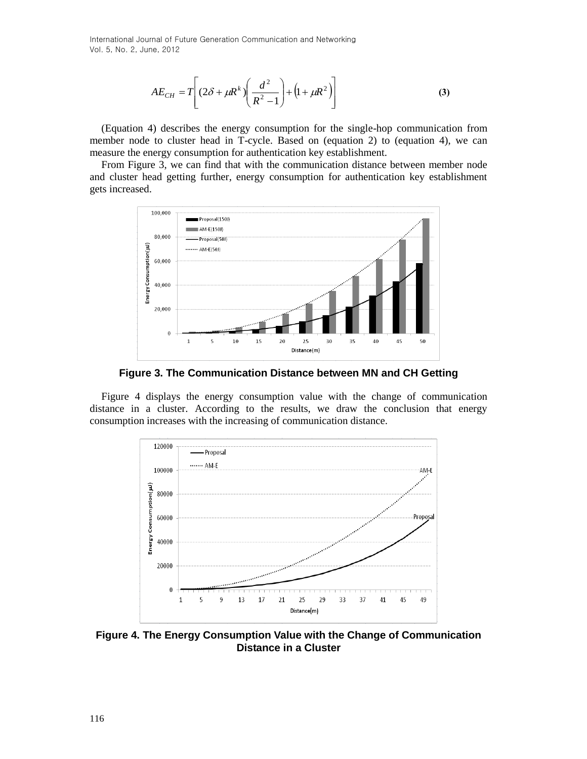$$AE_{CH} = T\left[(2\delta + \mu R^k)\left(\frac{d^2}{R^2 - 1}\right) + \left(1 + \mu R^2\right)\right] \quad \textbf{(3)}$$

(Equation 4) describes the energy consumption for the single-hop communication from member node to cluster head in T-cycle. Based on (equation 2) to (equation 4), we can measure the energy consumption for authentication key establishment.

From Figure 3, we can find that with the communication distance between member node and cluster head getting further, energy consumption for authentication key establishment gets increased.

**Figure 3. The Communication Distance between MN and CH Getting**

Figure 4 displays the energy consumption value with the change of communication distance in a cluster. According to the results, we draw the conclusion that energy consumption increases with the increasing of communication distance.

**Figure 4. The Energy Consumption Value with the Change of Communication Distance in a Cluster**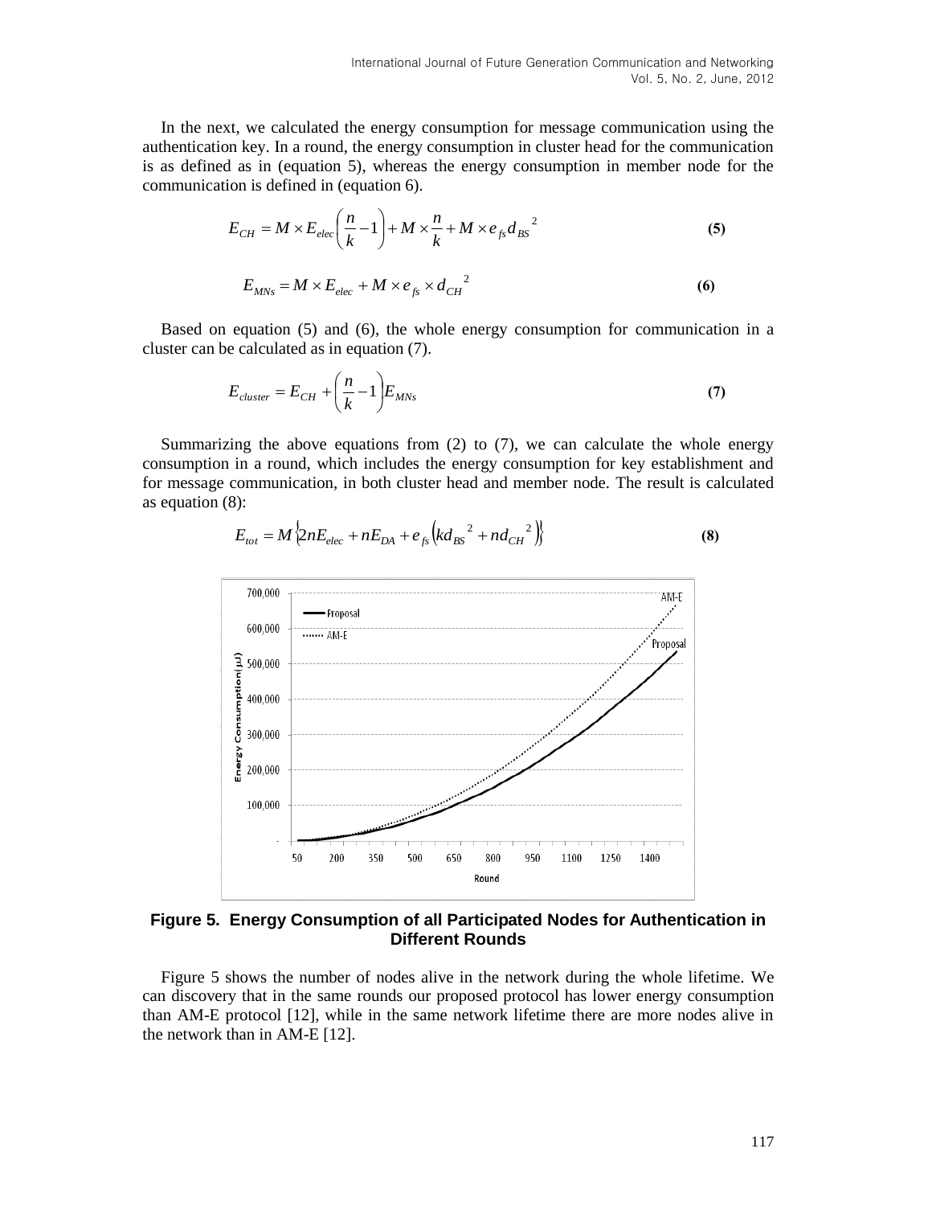In the next, we calculated the energy consumption for message communication using the authentication key. In a round, the energy consumption in cluster head for the communication is as defined as in (equation 5), whereas the energy consumption in member node for the communication is defined in (equation 6).

$$E_{CH} = M \times E_{elec}\left(\frac{n}{k} - 1\right) + M \times \frac{n}{k} + M \times e_{fs} d_{BS}^{\ 2} \quad \textbf{(5)}$$

$$E_{MNs} = M \times E_{elec} + M \times e_{fs} \times d_{CH}^{\ 2} \quad \textbf{(6)}$$

Based on equation (5) and (6), the whole energy consumption for communication in a cluster can be calculated as in equation (7).

$$E_{cluster} = E_{CH} + \left(\frac{n}{k} - 1\right) E_{MNs} \quad \textbf{(7)}$$

Summarizing the above equations from (2) to (7), we can calculate the whole energy consumption in a round, which includes the energy consumption for key establishment and for message communication, in both cluster head and member node. The result is calculated as equation (8):

$$E_{tot} = M\left\{2nE_{elec} + nE_{DA} + e_{fs}\left(kd_{BS}^{\ 2} + nd_{CH}^{\ 2}\right)\right\} \quad \textbf{(8)}$$

700,000
600,000
500,000
400,000
300,000
200,000
100,000
-
Energy Consumption(μJ)
50 200 350 500 650 800 950 1100 1250 1400
Round
Proposal
AM-E

**Figure 5. Energy Consumption of all Participated Nodes for Authentication in Different Rounds**

Figure 5 shows the number of nodes alive in the network during the whole lifetime. We can discovery that in the same rounds our proposed protocol has lower energy consumption than AM-E protocol [12], while in the same network lifetime there are more nodes alive in the network than in AM-E [12].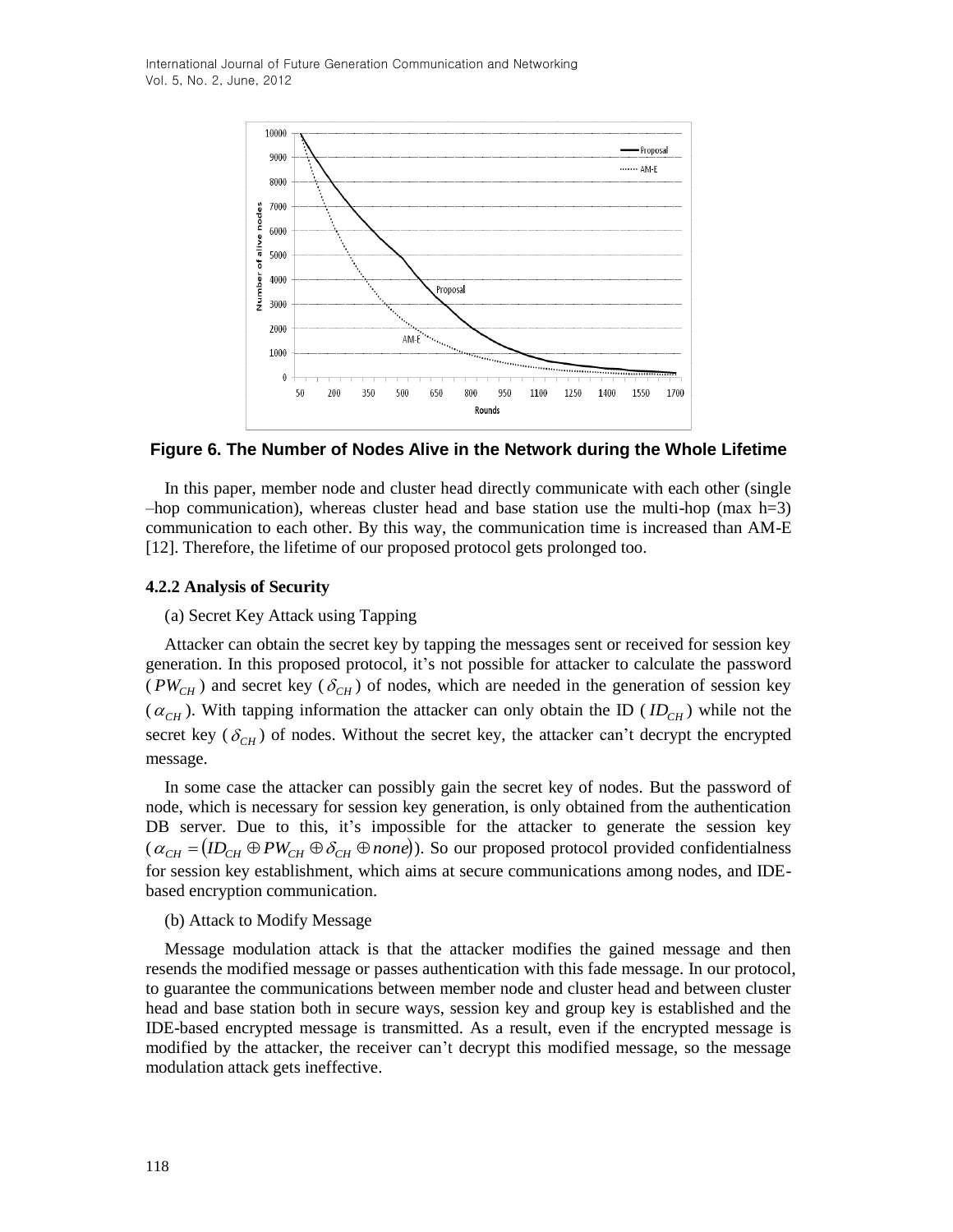10000
9000
8000
7000
6000
5000
4000
3000
2000
1000
0

50 200 350 500 650 800 950 1100 1250 1400 1550 1700

Rounds

Number of alive nodes

Proposal

AM-E

**Figure 6. The Number of Nodes Alive in the Network during the Whole Lifetime**

In this paper, member node and cluster head directly communicate with each other (single –hop communication), whereas cluster head and base station use the multi-hop (max h=3) communication to each other. By this way, the communication time is increased than AM-E [12]. Therefore, the lifetime of our proposed protocol gets prolonged too.

### 4.2.2 Analysis of Security

(a) Secret Key Attack using Tapping

Attacker can obtain the secret key by tapping the messages sent or received for session key generation. In this proposed protocol, it's not possible for attacker to calculate the password ($PW_{CH}$) and secret key ($\delta_{CH}$) of nodes, which are needed in the generation of session key ($\alpha_{CH}$). With tapping information the attacker can only obtain the ID ($ID_{CH}$) while not the secret key ($\delta_{CH}$) of nodes. Without the secret key, the attacker can't decrypt the encrypted message.

In some case the attacker can possibly gain the secret key of nodes. But the password of node, which is necessary for session key generation, is only obtained from the authentication DB server. Due to this, it's impossible for the attacker to generate the session key ($\alpha_{CH} = (ID_{CH} \oplus PW_{CH} \oplus \delta_{CH} \oplus none)$). So our proposed protocol provided confidentialness for session key establishment, which aims at secure communications among nodes, and IDE-based encryption communication.

(b) Attack to Modify Message

Message modulation attack is that the attacker modifies the gained message and then resends the modified message or passes authentication with this fade message. In our protocol, to guarantee the communications between member node and cluster head and between cluster head and base station both in secure ways, session key and group key is established and the IDE-based encrypted message is transmitted. As a result, even if the encrypted message is modified by the attacker, the receiver can't decrypt this modified message, so the message modulation attack gets ineffective.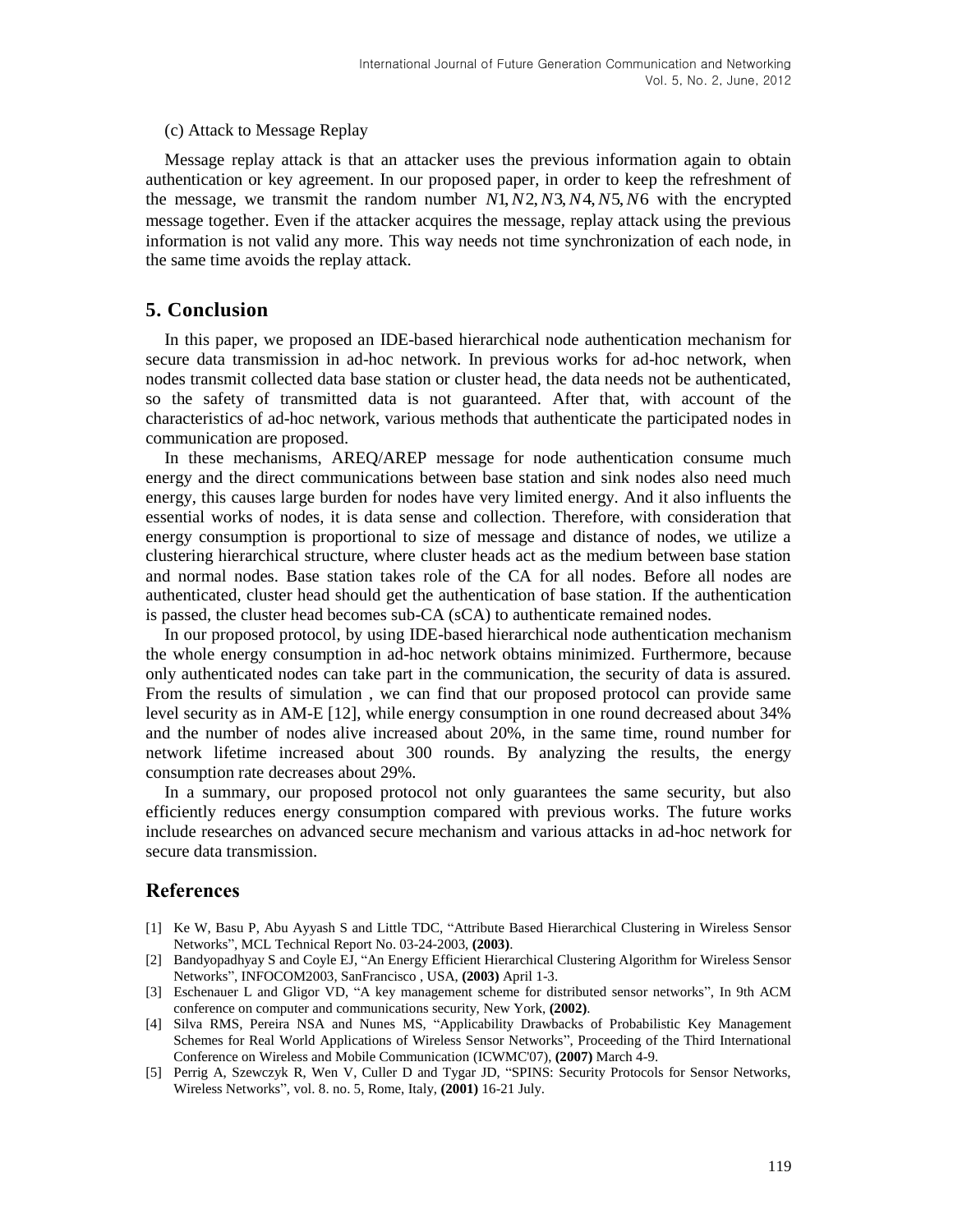(c) Attack to Message Replay

Message replay attack is that an attacker uses the previous information again to obtain authentication or key agreement. In our proposed paper, in order to keep the refreshment of the message, we transmit the random number $N1, N2, N3, N4, N5, N6$ with the encrypted message together. Even if the attacker acquires the message, replay attack using the previous information is not valid any more. This way needs not time synchronization of each node, in the same time avoids the replay attack.

## 5. Conclusion

In this paper, we proposed an IDE-based hierarchical node authentication mechanism for secure data transmission in ad-hoc network. In previous works for ad-hoc network, when nodes transmit collected data base station or cluster head, the data needs not be authenticated, so the safety of transmitted data is not guaranteed. After that, with account of the characteristics of ad-hoc network, various methods that authenticate the participated nodes in communication are proposed.

In these mechanisms, AREQ/AREP message for node authentication consume much energy and the direct communications between base station and sink nodes also need much energy, this causes large burden for nodes have very limited energy. And it also influents the essential works of nodes, it is data sense and collection. Therefore, with consideration that energy consumption is proportional to size of message and distance of nodes, we utilize a clustering hierarchical structure, where cluster heads act as the medium between base station and normal nodes. Base station takes role of the CA for all nodes. Before all nodes are authenticated, cluster head should get the authentication of base station. If the authentication is passed, the cluster head becomes sub-CA (sCA) to authenticate remained nodes.

In our proposed protocol, by using IDE-based hierarchical node authentication mechanism the whole energy consumption in ad-hoc network obtains minimized. Furthermore, because only authenticated nodes can take part in the communication, the security of data is assured. From the results of simulation , we can find that our proposed protocol can provide same level security as in AM-E [12], while energy consumption in one round decreased about 34% and the number of nodes alive increased about 20%, in the same time, round number for network lifetime increased about 300 rounds. By analyzing the results, the energy consumption rate decreases about 29%.

In a summary, our proposed protocol not only guarantees the same security, but also efficiently reduces energy consumption compared with previous works. The future works include researches on advanced secure mechanism and various attacks in ad-hoc network for secure data transmission.

## References

[1] Ke W, Basu P, Abu Ayyash S and Little TDC, "Attribute Based Hierarchical Clustering in Wireless Sensor Networks", MCL Technical Report No. 03-24-2003, **(2003)**.

[2] Bandyopadhyay S and Coyle EJ, "An Energy Efficient Hierarchical Clustering Algorithm for Wireless Sensor Networks", INFOCOM2003, SanFrancisco , USA, **(2003)** April 1-3.

[3] Eschenauer L and Gligor VD, "A key management scheme for distributed sensor networks", In 9th ACM conference on computer and communications security, New York, **(2002)**.

[4] Silva RMS, Pereira NSA and Nunes MS, "Applicability Drawbacks of Probabilistic Key Management Schemes for Real World Applications of Wireless Sensor Networks", Proceeding of the Third International Conference on Wireless and Mobile Communication (ICWMC'07), **(2007)** March 4-9.

[5] Perrig A, Szewczyk R, Wen V, Culler D and Tygar JD, "SPINS: Security Protocols for Sensor Networks, Wireless Networks", vol. 8. no. 5, Rome, Italy, **(2001)** 16-21 July.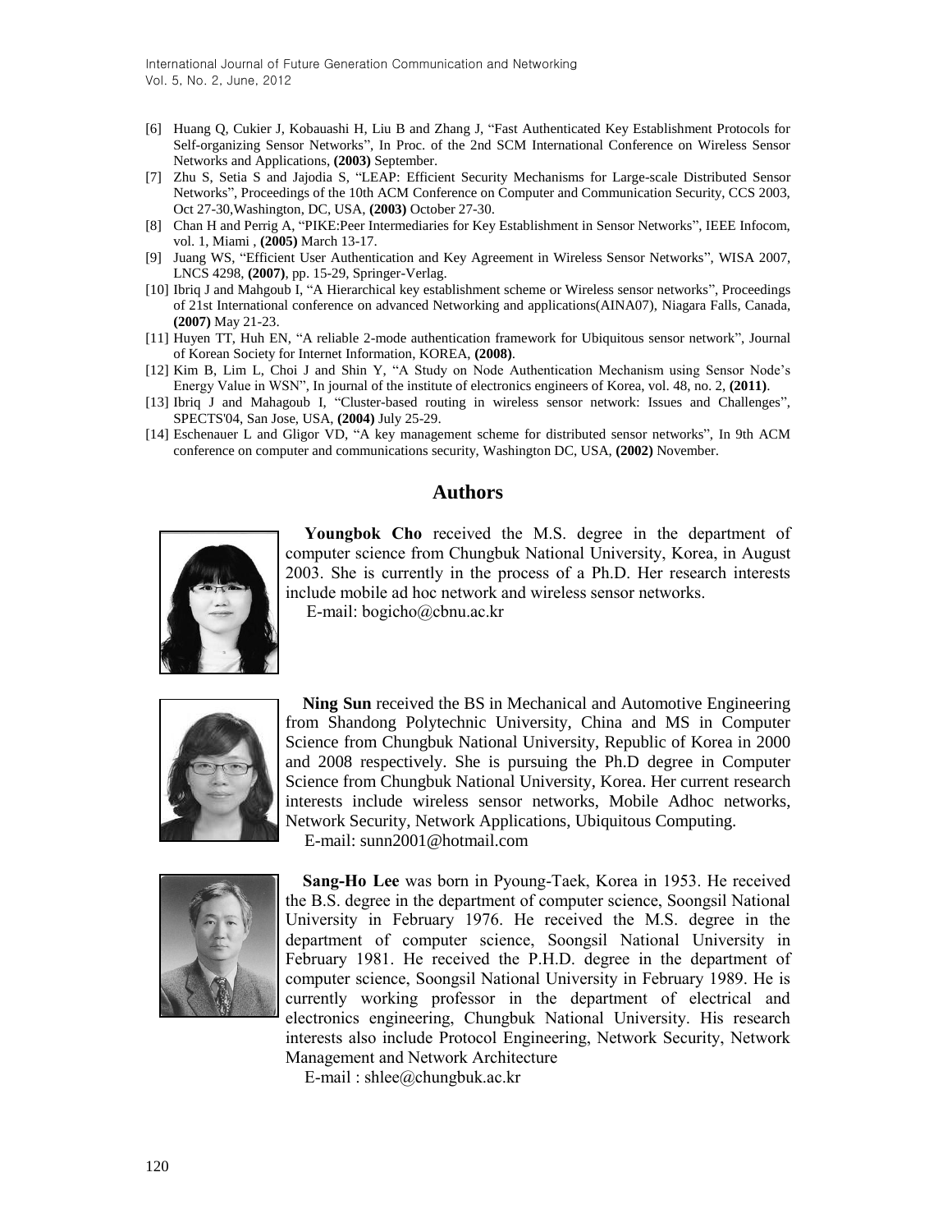[6] Huang Q, Cukier J, Kobauashi H, Liu B and Zhang J, "Fast Authenticated Key Establishment Protocols for Self-organizing Sensor Networks", In Proc. of the 2nd SCM International Conference on Wireless Sensor Networks and Applications, **(2003)** September.

[7] Zhu S, Setia S and Jajodia S, "LEAP: Efficient Security Mechanisms for Large-scale Distributed Sensor Networks", Proceedings of the 10th ACM Conference on Computer and Communication Security, CCS 2003, Oct 27-30,Washington, DC, USA, **(2003)** October 27-30.

[8] Chan H and Perrig A, "PIKE:Peer Intermediaries for Key Establishment in Sensor Networks", IEEE Infocom, vol. 1, Miami , **(2005)** March 13-17.

[9] Juang WS, "Efficient User Authentication and Key Agreement in Wireless Sensor Networks", WISA 2007, LNCS 4298, **(2007)**, pp. 15-29, Springer-Verlag.

[10] Ibriq J and Mahgoub I, "A Hierarchical key establishment scheme or Wireless sensor networks", Proceedings of 21st International conference on advanced Networking and applications(AINA07), Niagara Falls, Canada, **(2007)** May 21-23.

[11] Huyen TT, Huh EN, "A reliable 2-mode authentication framework for Ubiquitous sensor network", Journal of Korean Society for Internet Information, KOREA, **(2008)**.

[12] Kim B, Lim L, Choi J and Shin Y, "A Study on Node Authentication Mechanism using Sensor Node's Energy Value in WSN", In journal of the institute of electronics engineers of Korea, vol. 48, no. 2, **(2011)**.

[13] Ibriq J and Mahagoub I, "Cluster-based routing in wireless sensor network: Issues and Challenges", SPECTS'04, San Jose, USA, **(2004)** July 25-29.

[14] Eschenauer L and Gligor VD, "A key management scheme for distributed sensor networks", In 9th ACM conference on computer and communications security, Washington DC, USA, **(2002)** November.

## Authors

**Youngbok Cho** received the M.S. degree in the department of computer science from Chungbuk National University, Korea, in August 2003. She is currently in the process of a Ph.D. Her research interests include mobile ad hoc network and wireless sensor networks.
E-mail: bogicho@cbnu.ac.kr

**Ning Sun** received the BS in Mechanical and Automotive Engineering from Shandong Polytechnic University, China and MS in Computer Science from Chungbuk National University, Republic of Korea in 2000 and 2008 respectively. She is pursuing the Ph.D degree in Computer Science from Chungbuk National University, Korea. Her current research interests include wireless sensor networks, Mobile Adhoc networks, Network Security, Network Applications, Ubiquitous Computing.
E-mail: sunn2001@hotmail.com

**Sang-Ho Lee** was born in Pyoung-Taek, Korea in 1953. He received the B.S. degree in the department of computer science, Soongsil National University in February 1976. He received the M.S. degree in the department of computer science, Soongsil National University in February 1981. He received the P.H.D. degree in the department of computer science, Soongsil National University in February 1989. He is currently working professor in the department of electrical and electronics engineering, Chungbuk National University. His research interests also include Protocol Engineering, Network Security, Network Management and Network Architecture
E-mail : shlee@chungbuk.ac.kr